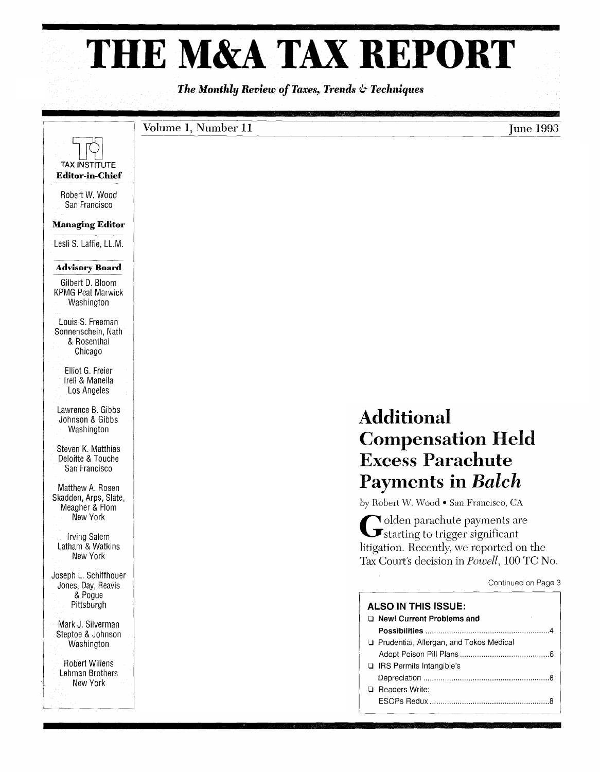# THE M&A TAX REPORT

*The Monthly Review of Taxes, Trends & Techniques*

Volume 1, Number 11 — June 1993

TAX INSTITUTE

**Editor-in-Chief**

Robert W. Wood
San Francisco

**Managing Editor**

Lesli S. Laffie, LL.M.

**Advisory Board**

Gilbert D. Bloom
KPMG Peat Marwick
Washington

Louis S. Freeman
Sonnenschein, Nath & Rosenthal
Chicago

Elliot G. Freier
Irell & Manella
Los Angeles

Lawrence B. Gibbs
Johnson & Gibbs
Washington

Steven K. Matthias
Deloitte & Touche
San Francisco

Matthew A. Rosen
Skadden, Arps, Slate, Meagher & Flom
New York

Irving Salem
Latham & Watkins
New York

Joseph L. Schiffhouer
Jones, Day, Reavis & Pogue
Pittsburgh

Mark J. Silverman
Steptoe & Johnson
Washington

Robert Willens
Lehman Brothers
New York

# Additional Compensation Held Excess Parachute Payments in *Balch*

by Robert W. Wood • San Francisco, CA

Golden parachute payments are starting to trigger significant litigation. Recently, we reported on the Tax Court's decision in *Powell*, 100 TC No.

Continued on Page 3

**ALSO IN THIS ISSUE:**

- **New! Current Problems and Possibilities** .......... 4
- Prudential, Allergan, and Tokos Medical Adopt Poison Pill Plans .......... 6
- IRS Permits Intangible's Depreciation .......... 8
- Readers Write: ESOPs Redux .......... 8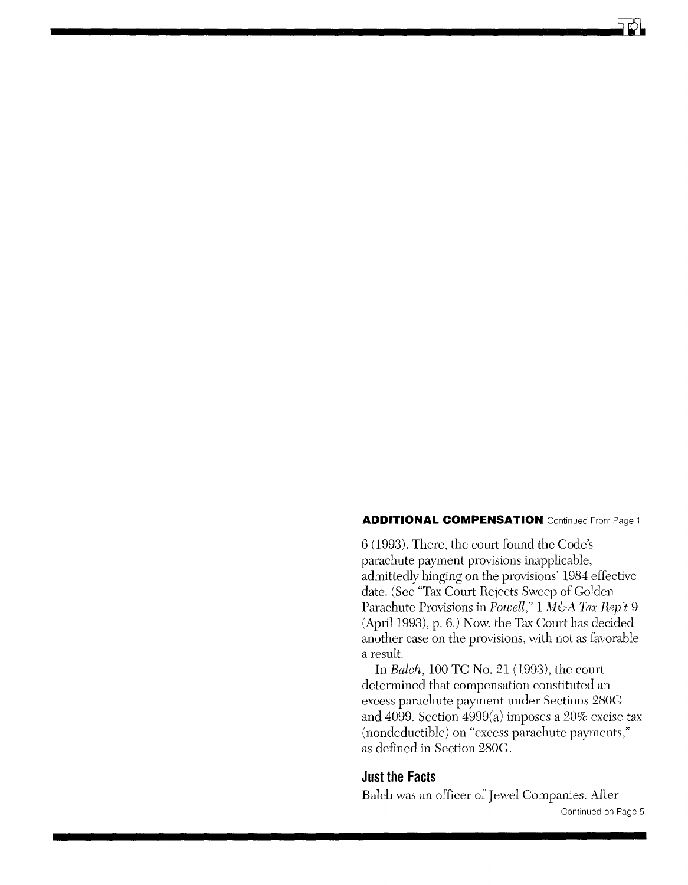**ADDITIONAL COMPENSATION** Continued From Page 1

6 (1993). There, the court found the Code's parachute payment provisions inapplicable, admittedly hinging on the provisions' 1984 effective date. (See "Tax Court Rejects Sweep of Golden Parachute Provisions in *Powell*," 1 *M&A Tax Rep't* 9 (April 1993), p. 6.) Now, the Tax Court has decided another case on the provisions, with not as favorable a result.

In *Balch*, 100 TC No. 21 (1993), the court determined that compensation constituted an excess parachute payment under Sections 280G and 4099. Section 4999(a) imposes a 20% excise tax (nondeductible) on "excess parachute payments," as defined in Section 280G.

## Just the Facts

Balch was an officer of Jewel Companies. After

Continued on Page 5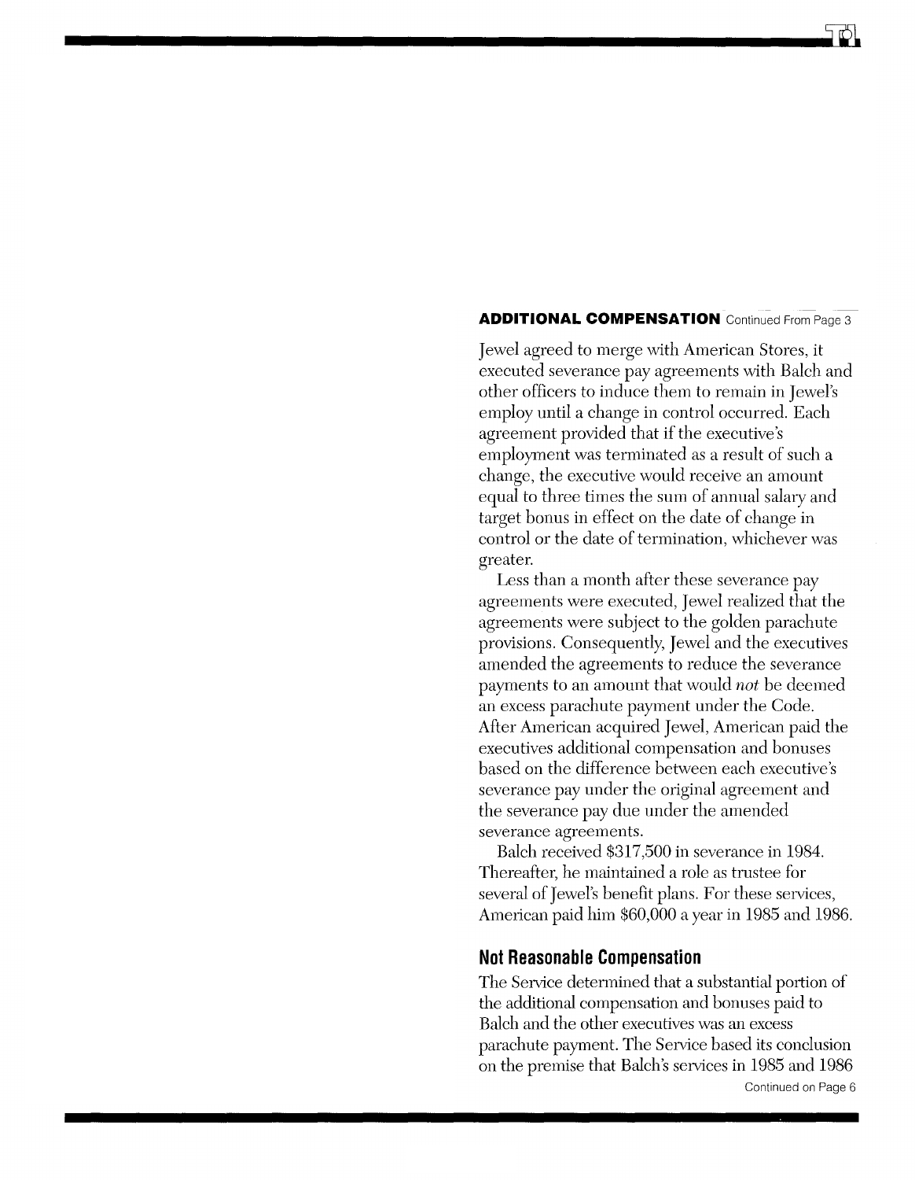**ADDITIONAL COMPENSATION** Continued From Page 3

Jewel agreed to merge with American Stores, it executed severance pay agreements with Balch and other officers to induce them to remain in Jewel's employ until a change in control occurred. Each agreement provided that if the executive's employment was terminated as a result of such a change, the executive would receive an amount equal to three times the sum of annual salary and target bonus in effect on the date of change in control or the date of termination, whichever was greater.

Less than a month after these severance pay agreements were executed, Jewel realized that the agreements were subject to the golden parachute provisions. Consequently, Jewel and the executives amended the agreements to reduce the severance payments to an amount that would *not* be deemed an excess parachute payment under the Code. After American acquired Jewel, American paid the executives additional compensation and bonuses based on the difference between each executive's severance pay under the original agreement and the severance pay due under the amended severance agreements.

Balch received $317,500 in severance in 1984. Thereafter, he maintained a role as trustee for several of Jewel's benefit plans. For these services, American paid him $60,000 a year in 1985 and 1986.

## Not Reasonable Compensation

The Service determined that a substantial portion of the additional compensation and bonuses paid to Balch and the other executives was an excess parachute payment. The Service based its conclusion on the premise that Balch's services in 1985 and 1986

Continued on Page 6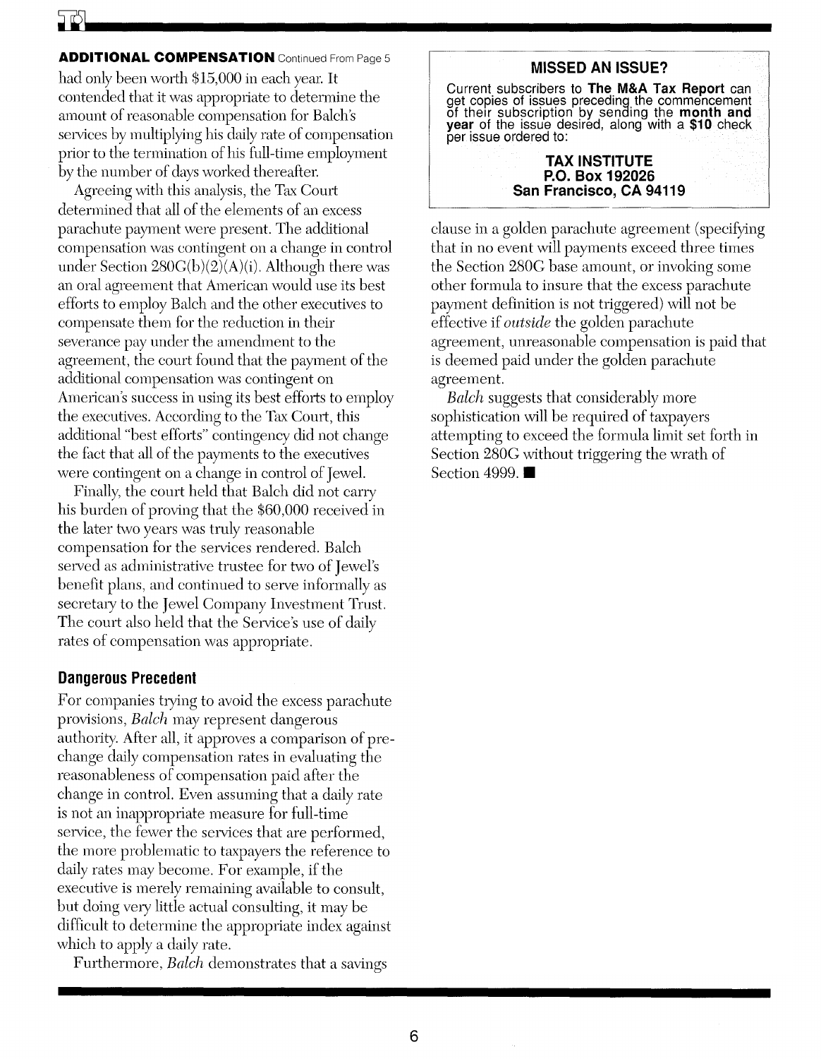**ADDITIONAL COMPENSATION** Continued From Page 5

had only been worth $15,000 in each year. It contended that it was appropriate to determine the amount of reasonable compensation for Balch's services by multiplying his daily rate of compensation prior to the termination of his full-time employment by the number of days worked thereafter.

Agreeing with this analysis, the Tax Court determined that all of the elements of an excess parachute payment were present. The additional compensation was contingent on a change in control under Section 280G(b)(2)(A)(i). Although there was an oral agreement that American would use its best efforts to employ Balch and the other executives to compensate them for the reduction in their severance pay under the amendment to the agreement, the court found that the payment of the additional compensation was contingent on American's success in using its best efforts to employ the executives. According to the Tax Court, this additional "best efforts" contingency did not change the fact that all of the payments to the executives were contingent on a change in control of Jewel.

Finally, the court held that Balch did not carry his burden of proving that the $60,000 received in the later two years was truly reasonable compensation for the services rendered. Balch served as administrative trustee for two of Jewel's benefit plans, and continued to serve informally as secretary to the Jewel Company Investment Trust. The court also held that the Service's use of daily rates of compensation was appropriate.

### Dangerous Precedent

For companies trying to avoid the excess parachute provisions, *Balch* may represent dangerous authority. After all, it approves a comparison of pre-change daily compensation rates in evaluating the reasonableness of compensation paid after the change in control. Even assuming that a daily rate is not an inappropriate measure for full-time service, the fewer the services that are performed, the more problematic to taxpayers the reference to daily rates may become. For example, if the executive is merely remaining available to consult, but doing very little actual consulting, it may be difficult to determine the appropriate index against which to apply a daily rate.

Furthermore, *Balch* demonstrates that a savings clause in a golden parachute agreement (specifying that in no event will payments exceed three times the Section 280G base amount, or invoking some other formula to insure that the excess parachute payment definition is not triggered) will not be effective if *outside* the golden parachute agreement, unreasonable compensation is paid that is deemed paid under the golden parachute agreement.

*Balch* suggests that considerably more sophistication will be required of taxpayers attempting to exceed the formula limit set forth in Section 280G without triggering the wrath of Section 4999. ■

---

**MISSED AN ISSUE?**

Current subscribers to **The M&A Tax Report** can get copies of issues preceding the commencement of their subscription by sending the **month and year** of the issue desired, along with a **$10** check per issue ordered to:

**TAX INSTITUTE**
**P.O. Box 192026**
**San Francisco, CA 94119**